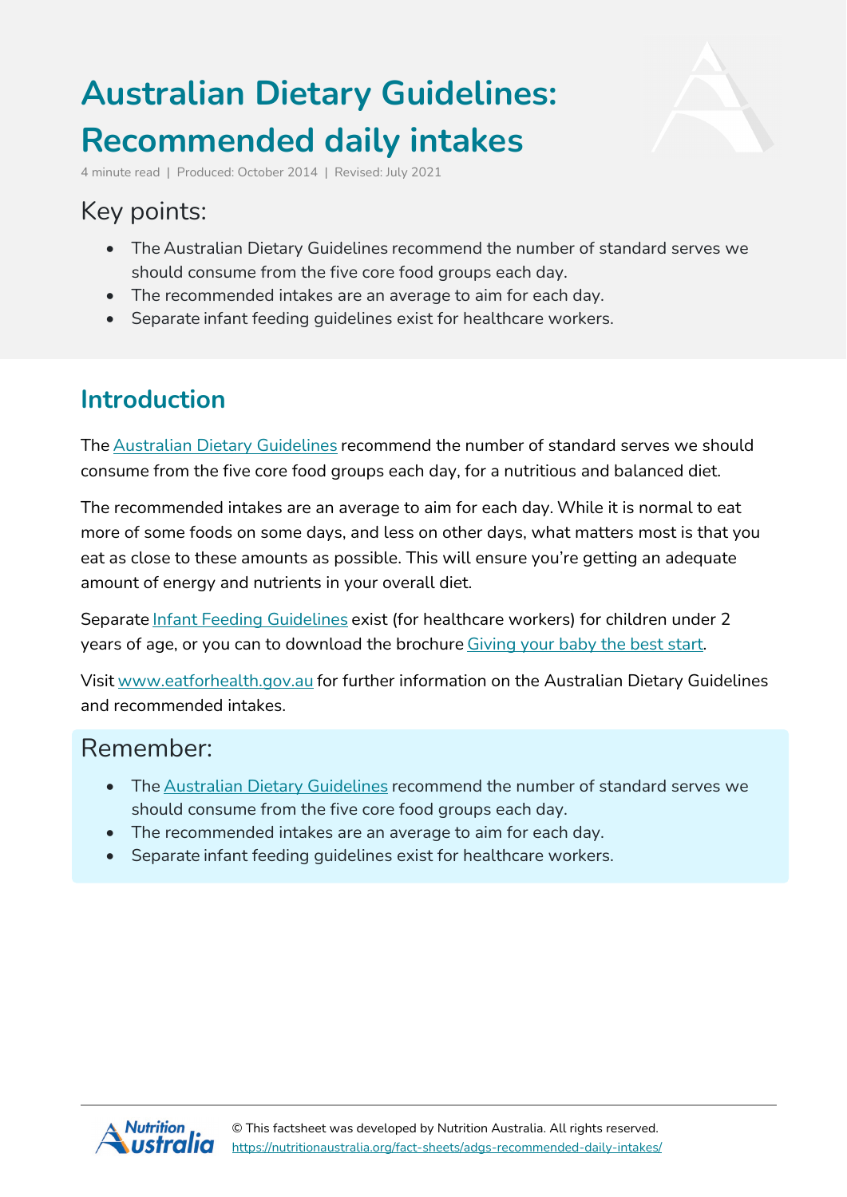# Australian Dietary Guidelines: Recommended daily intakes

4 minute read | Produced: October 2014 | Revised: July 2021

## Key points:

- The Australian Dietary Guidelines recommend the number of standard serves we should consume from the five core food groups each day.
- The recommended intakes are an average to aim for each day.
- Separate infant feeding guidelines exist for healthcare workers.

## Introduction

The Australian Dietary Guidelines recommend the number of standard serves we should consume from the five core food groups each day, for a nutritious and balanced diet.

The recommended intakes are an average to aim for each day. While it is normal to eat more of some foods on some days, and less on other days, what matters most is that you eat as close to these amounts as possible. This will ensure you're getting an adequate amount of energy and nutrients in your overall diet.

Separate Infant Feeding Guidelines exist (for healthcare workers) for children under 2 years of age, or you can to download the brochure Giving your baby the best start.

Visit www.eatforhealth.gov.au for further information on the Australian Dietary Guidelines and recommended intakes.

## Remember:

- The Australian Dietary Guidelines recommend the number of standard serves we should consume from the five core food groups each day.
- The recommended intakes are an average to aim for each day.
- Separate infant feeding guidelines exist for healthcare workers.

© This factsheet was developed by Nutrition Australia. All rights reserved.
https://nutritionaustralia.org/fact-sheets/adgs-recommended-daily-intakes/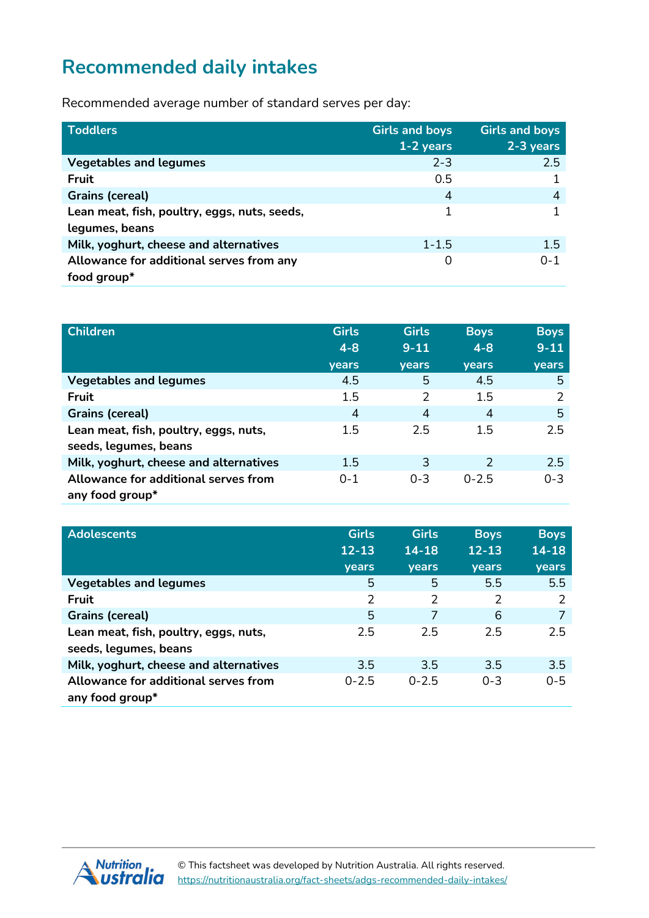## Recommended daily intakes

Recommended average number of standard serves per day:

| Toddlers | Girls and boys 1-2 years | Girls and boys 2-3 years |
|---|---|---|
| Vegetables and legumes | 2-3 | 2.5 |
| Fruit | 0.5 | 1 |
| Grains (cereal) | 4 | 4 |
| Lean meat, fish, poultry, eggs, nuts, seeds, legumes, beans | 1 | 1 |
| Milk, yoghurt, cheese and alternatives | 1-1.5 | 1.5 |
| Allowance for additional serves from any food group* | 0 | 0-1 |

| Children | Girls 4-8 years | Girls 9-11 years | Boys 4-8 years | Boys 9-11 years |
|---|---|---|---|---|
| Vegetables and legumes | 4.5 | 5 | 4.5 | 5 |
| Fruit | 1.5 | 2 | 1.5 | 2 |
| Grains (cereal) | 4 | 4 | 4 | 5 |
| Lean meat, fish, poultry, eggs, nuts, seeds, legumes, beans | 1.5 | 2.5 | 1.5 | 2.5 |
| Milk, yoghurt, cheese and alternatives | 1.5 | 3 | 2 | 2.5 |
| Allowance for additional serves from any food group* | 0-1 | 0-3 | 0-2.5 | 0-3 |

| Adolescents | Girls 12-13 years | Girls 14-18 years | Boys 12-13 years | Boys 14-18 years |
|---|---|---|---|---|
| Vegetables and legumes | 5 | 5 | 5.5 | 5.5 |
| Fruit | 2 | 2 | 2 | 2 |
| Grains (cereal) | 5 | 7 | 6 | 7 |
| Lean meat, fish, poultry, eggs, nuts, seeds, legumes, beans | 2.5 | 2.5 | 2.5 | 2.5 |
| Milk, yoghurt, cheese and alternatives | 3.5 | 3.5 | 3.5 | 3.5 |
| Allowance for additional serves from any food group* | 0-2.5 | 0-2.5 | 0-3 | 0-5 |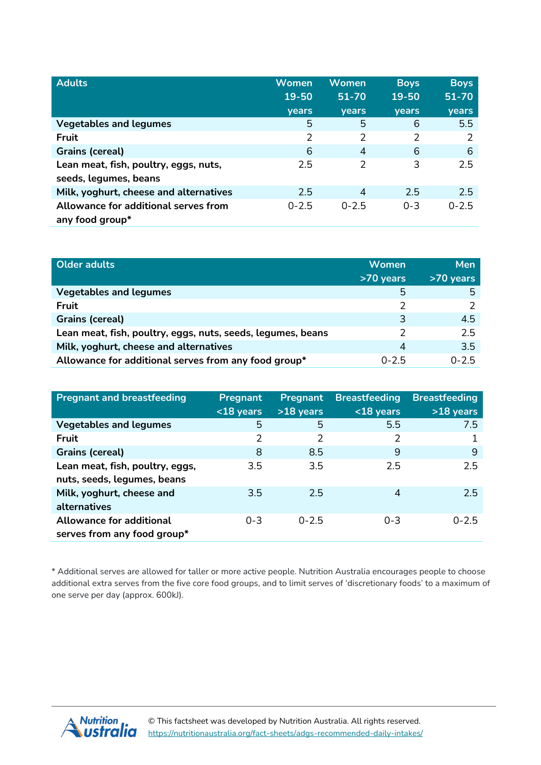| Adults | Women 19-50 years | Women 51-70 years | Boys 19-50 years | Boys 51-70 years |
|---|---|---|---|---|
| Vegetables and legumes | 5 | 5 | 6 | 5.5 |
| Fruit | 2 | 2 | 2 | 2 |
| Grains (cereal) | 6 | 4 | 6 | 6 |
| Lean meat, fish, poultry, eggs, nuts, seeds, legumes, beans | 2.5 | 2 | 3 | 2.5 |
| Milk, yoghurt, cheese and alternatives | 2.5 | 4 | 2.5 | 2.5 |
| Allowance for additional serves from any food group* | 0-2.5 | 0-2.5 | 0-3 | 0-2.5 |

| Older adults | Women >70 years | Men >70 years |
|---|---|---|
| Vegetables and legumes | 5 | 5 |
| Fruit | 2 | 2 |
| Grains (cereal) | 3 | 4.5 |
| Lean meat, fish, poultry, eggs, nuts, seeds, legumes, beans | 2 | 2.5 |
| Milk, yoghurt, cheese and alternatives | 4 | 3.5 |
| Allowance for additional serves from any food group* | 0-2.5 | 0-2.5 |

| Pregnant and breastfeeding | Pregnant <18 years | Pregnant >18 years | Breastfeeding <18 years | Breastfeeding >18 years |
|---|---|---|---|---|
| Vegetables and legumes | 5 | 5 | 5.5 | 7.5 |
| Fruit | 2 | 2 | 2 | 1 |
| Grains (cereal) | 8 | 8.5 | 9 | 9 |
| Lean meat, fish, poultry, eggs, nuts, seeds, legumes, beans | 3.5 | 3.5 | 2.5 | 2.5 |
| Milk, yoghurt, cheese and alternatives | 3.5 | 2.5 | 4 | 2.5 |
| Allowance for additional serves from any food group* | 0-3 | 0-2.5 | 0-3 | 0-2.5 |

* Additional serves are allowed for taller or more active people. Nutrition Australia encourages people to choose additional extra serves from the five core food groups, and to limit serves of 'discretionary foods' to a maximum of one serve per day (approx. 600kJ).

© This factsheet was developed by Nutrition Australia. All rights reserved.
https://nutritionaustralia.org/fact-sheets/adgs-recommended-daily-intakes/